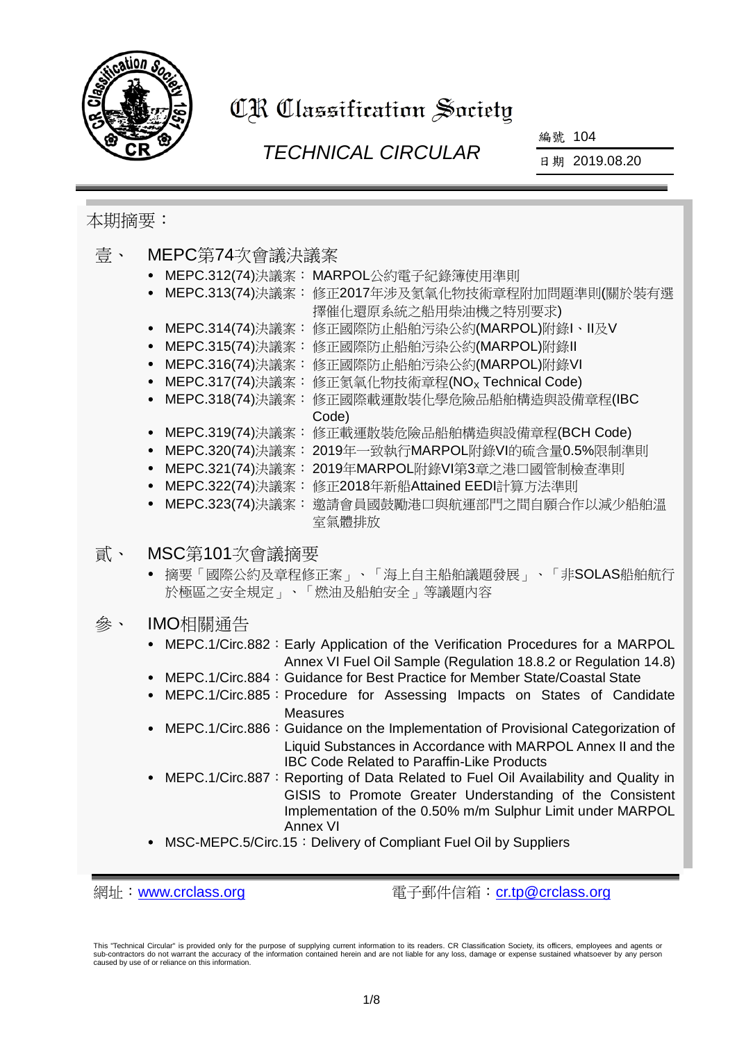# CR Classification Society

## TECHNICAL CIRCULAR

編號 104

日期 2019.08.20

本期摘要：

## 壹、 MEPC第74次會議決議案

- MEPC.312(74)決議案：MARPOL公約電子紀錄簿使用準則
- MEPC.313(74)決議案：修正2017年涉及氮氧化物技術章程附加問題準則(關於裝有選擇催化還原系統之船用柴油機之特別要求)
- MEPC.314(74)決議案：修正國際防止船舶污染公約(MARPOL)附錄I、II及V
- MEPC.315(74)決議案：修正國際防止船舶污染公約(MARPOL)附錄II
- MEPC.316(74)決議案：修正國際防止船舶污染公約(MARPOL)附錄VI
- MEPC.317(74)決議案：修正氮氧化物技術章程($NO_X$ Technical Code)
- MEPC.318(74)決議案：修正國際載運散裝化學危險品船舶構造與設備章程(IBC Code)
- MEPC.319(74)決議案：修正載運散裝危險品船舶構造與設備章程(BCH Code)
- MEPC.320(74)決議案：2019年一致執行MARPOL附錄VI的硫含量0.5%限制準則
- MEPC.321(74)決議案：2019年MARPOL附錄VI第3章之港口國管制檢查準則
- MEPC.322(74)決議案：修正2018年新船Attained EEDI計算方法準則
- MEPC.323(74)決議案：邀請會員國鼓勵港口與航運部門之間自願合作以減少船舶溫室氣體排放

## 貳、 MSC第101次會議摘要

- 摘要「國際公約及章程修正案」、「海上自主船舶議題發展」、「非SOLAS船舶航行於極區之安全規定」、「燃油及船舶安全」等議題內容

## 參、 IMO相關通告

- MEPC.1/Circ.882：Early Application of the Verification Procedures for a MARPOL Annex VI Fuel Oil Sample (Regulation 18.8.2 or Regulation 14.8)
- MEPC.1/Circ.884：Guidance for Best Practice for Member State/Coastal State
- MEPC.1/Circ.885：Procedure for Assessing Impacts on States of Candidate Measures
- MEPC.1/Circ.886：Guidance on the Implementation of Provisional Categorization of Liquid Substances in Accordance with MARPOL Annex II and the IBC Code Related to Paraffin-Like Products
- MEPC.1/Circ.887：Reporting of Data Related to Fuel Oil Availability and Quality in GISIS to Promote Greater Understanding of the Consistent Implementation of the 0.50% m/m Sulphur Limit under MARPOL Annex VI
- MSC-MEPC.5/Circ.15：Delivery of Compliant Fuel Oil by Suppliers

網址：www.crclass.org　　電子郵件信箱：cr.tp@crclass.org

This "Technical Circular" is provided only for the purpose of supplying current information to its readers. CR Classification Society, its officers, employees and agents or sub-contractors do not warrant the accuracy of the information contained herein and are not liable for any loss, damage or expense sustained whatsoever by any person caused by use of or reliance on this information.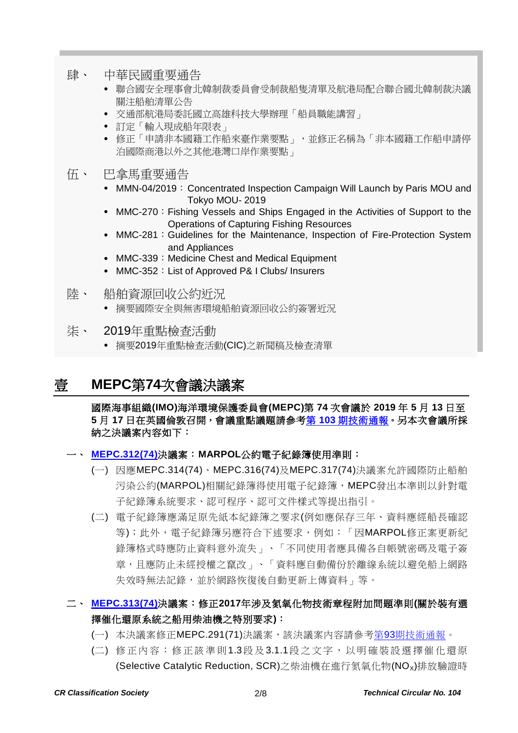肆、 中華民國重要通告

- 聯合國安全理事會北韓制裁委員會受制裁船隻清單及航港局配合聯合國北韓制裁決議關注船舶清單公告
- 交通部航港局委託國立高雄科技大學辦理「船員職能講習」
- 訂定「輸入現成船年限表」
- 修正「申請非本國籍工作船來臺作業要點」，並修正名稱為「非本國籍工作船申請停泊國際商港以外之其他港灣口岸作業要點」

伍、 巴拿馬重要通告

- MMN-04/2019：Concentrated Inspection Campaign Will Launch by Paris MOU and Tokyo MOU- 2019
- MMC-270：Fishing Vessels and Ships Engaged in the Activities of Support to the Operations of Capturing Fishing Resources
- MMC-281：Guidelines for the Maintenance, Inspection of Fire-Protection System and Appliances
- MMC-339：Medicine Chest and Medical Equipment
- MMC-352：List of Approved P& I Clubs/ Insurers

陸、 船舶資源回收公約近況

- 摘要國際安全與無害環境船舶資源回收公約簽署近況

柒、 2019年重點檢查活動

- 摘要2019年重點檢查活動(CIC)之新聞稿及檢查清單

# 壹 MEPC第74次會議決議案

**國際海事組織(IMO)海洋環境保護委員會(MEPC)第 74 次會議於 2019 年 5 月 13 日至 5 月 17 日在英國倫敦召開，會議重點議題請參考第 103 期技術通報。另本次會議所採納之決議案內容如下：**

## 一、 MEPC.312(74)決議案：MARPOL公約電子紀錄簿使用準則：

(一) 因應MEPC.314(74)、MEPC.316(74)及MEPC.317(74)決議案允許國際防止船舶污染公約(MARPOL)相關紀錄簿得使用電子紀錄簿，MEPC發出本準則以針對電子紀錄簿系統要求、認可程序、認可文件樣式等提出指引。

(二) 電子紀錄簿應滿足原先紙本紀錄簿之要求(例如應保存三年、資料應經船長確認等)；此外，電子紀錄簿另應符合下述要求，例如：「因MARPOL修正案更新紀錄簿格式時應防止資料意外流失」、「不同使用者應具備各自帳號密碼及電子簽章，且應防止未經授權之竄改」、「資料應自動備份於離線系統以避免船上網路失效時無法記錄，並於網路恢復後自動更新上傳資料」等。

## 二、 MEPC.313(74)決議案：修正2017年涉及氮氧化物技術章程附加問題準則(關於裝有選擇催化還原系統之船用柴油機之特別要求)：

(一) 本決議案修正MEPC.291(71)決議案，該決議案內容請參考第93期技術通報。

(二) 修正內容：修正該準則1.3段及3.1.1段之文字，以明確裝設選擇催化還原(Selective Catalytic Reduction, SCR)之柴油機在進行氮氧化物($NO_X$)排放驗證時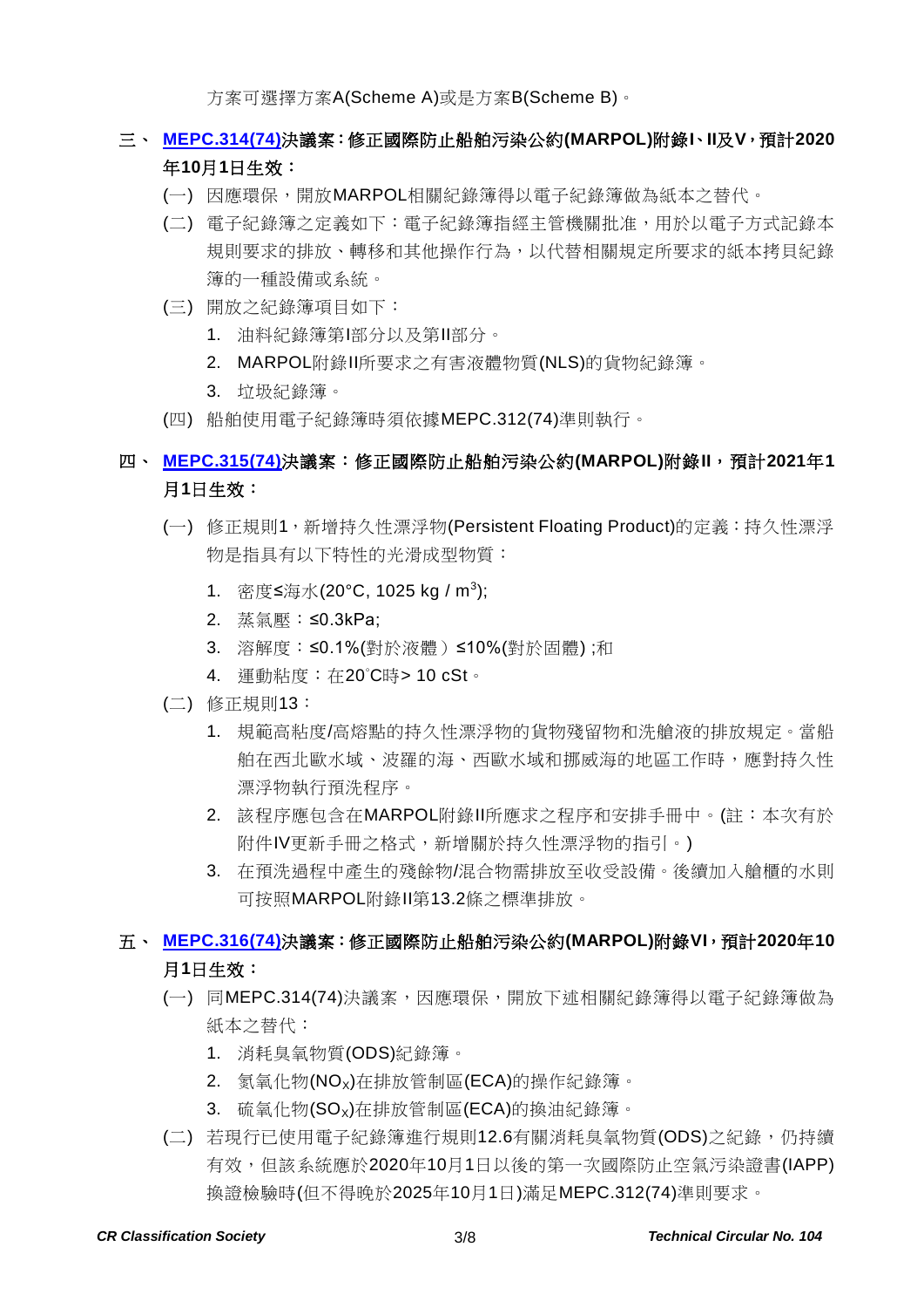方案可選擇方案A(Scheme A)或是方案B(Scheme B)。

## 三、 MEPC.314(74)決議案：修正國際防止船舶污染公約(MARPOL)附錄I、II及V，預計2020年10月1日生效：

(一) 因應環保，開放MARPOL相關紀錄簿得以電子紀錄簿做為紙本之替代。

(二) 電子紀錄簿之定義如下：電子紀錄簿指經主管機關批准，用於以電子方式記錄本規則要求的排放、轉移和其他操作行為，以代替相關規定所要求的紙本拷貝紀錄簿的一種設備或系統。

(三) 開放之紀錄簿項目如下：

1. 油料紀錄簿第I部分以及第II部分。
2. MARPOL附錄II所要求之有害液體物質(NLS)的貨物紀錄簿。
3. 垃圾紀錄簿。

(四) 船舶使用電子紀錄簿時須依據MEPC.312(74)準則執行。

## 四、 MEPC.315(74)決議案：修正國際防止船舶污染公約(MARPOL)附錄II，預計2021年1月1日生效：

(一) 修正規則1，新增持久性漂浮物(Persistent Floating Product)的定義：持久性漂浮物是指具有以下特性的光滑成型物質：

1. 密度≤海水(20°C, 1025 kg / $m^3$);
2. 蒸氣壓：≤0.3kPa;
3. 溶解度：≤0.1%(對於液體）≤10%(對於固體) ;和
4. 運動粘度：在20°C時> 10 cSt。

(二) 修正規則13：

1. 規範高粘度/高熔點的持久性漂浮物的貨物殘留物和洗艙液的排放規定。當船舶在西北歐水域、波羅的海、西歐水域和挪威海的地區工作時，應對持久性漂浮物執行預洗程序。
2. 該程序應包含在MARPOL附錄II所應求之程序和安排手冊中。(註：本次有於附件IV更新手冊之格式，新增關於持久性漂浮物的指引。)
3. 在預洗過程中產生的殘餘物/混合物需排放至收受設備。後續加入艙櫃的水則可按照MARPOL附錄II第13.2條之標準排放。

## 五、 MEPC.316(74)決議案：修正國際防止船舶污染公約(MARPOL)附錄VI，預計2020年10月1日生效：

(一) 同MEPC.314(74)決議案，因應環保，開放下述相關紀錄簿得以電子紀錄簿做為紙本之替代：

1. 消耗臭氧物質(ODS)紀錄簿。
2. 氮氧化物($NO_X$)在排放管制區(ECA)的操作紀錄簿。
3. 硫氧化物($SO_X$)在排放管制區(ECA)的換油紀錄簿。

(二) 若現行已使用電子紀錄簿進行規則12.6有關消耗臭氧物質(ODS)之紀錄，仍持續有效，但該系統應於2020年10月1日以後的第一次國際防止空氣污染證書(IAPP)換證檢驗時(但不得晚於2025年10月1日)滿足MEPC.312(74)準則要求。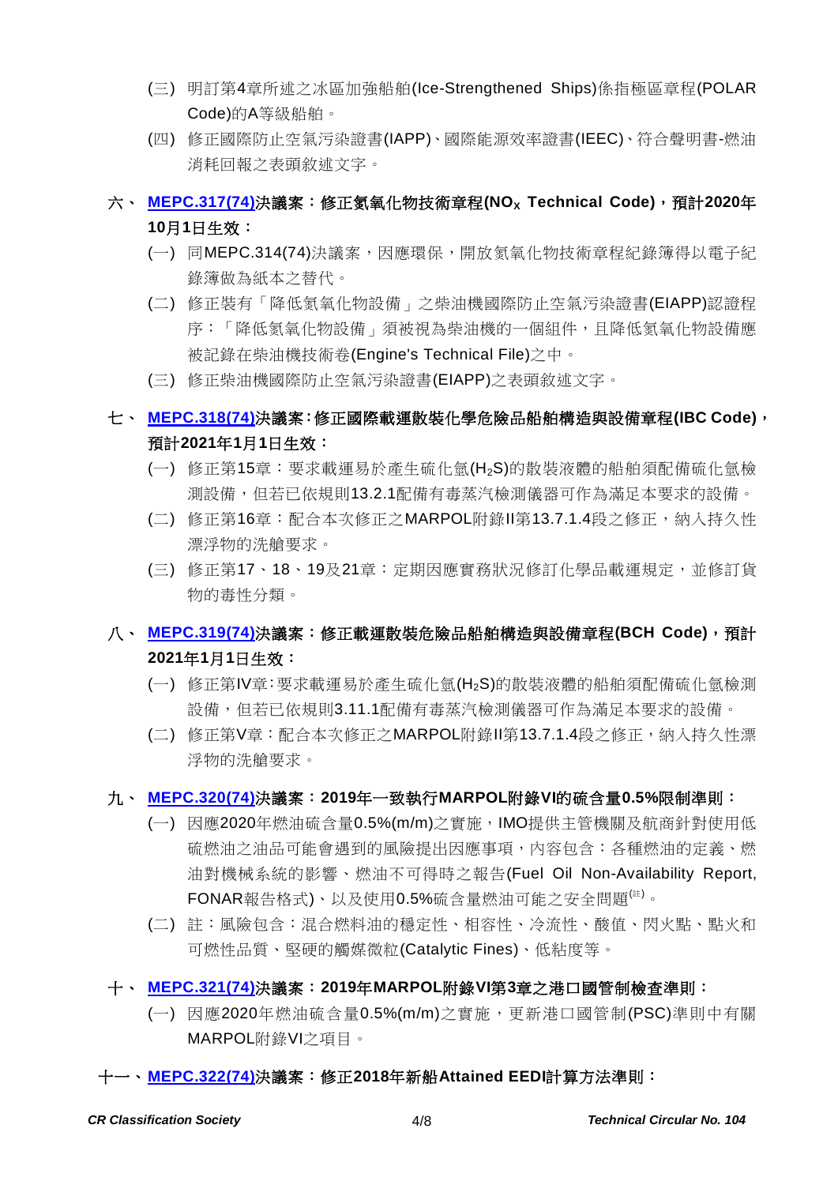(三) 明訂第4章所述之冰區加強船舶(Ice-Strengthened Ships)係指極區章程(POLAR Code)的A等級船舶。

(四) 修正國際防止空氣污染證書(IAPP)、國際能源效率證書(IEEC)、符合聲明書-燃油消耗回報之表頭敘述文字。

**六、 MEPC.317(74)決議案：修正氮氧化物技術章程($NO_x$ Technical Code)，預計2020年10月1日生效：**

(一) 同MEPC.314(74)決議案，因應環保，開放氮氧化物技術章程紀錄簿得以電子紀錄簿做為紙本之替代。

(二) 修正裝有「降低氮氧化物設備」之柴油機國際防止空氣污染證書(EIAPP)認證程序：「降低氮氧化物設備」須被視為柴油機的一個組件，且降低氮氧化物設備應被記錄在柴油機技術卷(Engine's Technical File)之中。

(三) 修正柴油機國際防止空氣污染證書(EIAPP)之表頭敘述文字。

**七、 MEPC.318(74)決議案：修正國際載運散裝化學危險品船舶構造與設備章程(IBC Code)，預計2021年1月1日生效：**

(一) 修正第15章：要求載運易於產生硫化氫($H_2S$)的散裝液體的船舶須配備硫化氫檢測設備，但若已依規則13.2.1配備有毒蒸汽檢測儀器可作為滿足本要求的設備。

(二) 修正第16章：配合本次修正之MARPOL附錄II第13.7.1.4段之修正，納入持久性漂浮物的洗艙要求。

(三) 修正第17、18、19及21章：定期因應實務狀況修訂化學品載運規定，並修訂貨物的毒性分類。

**八、 MEPC.319(74)決議案：修正載運散裝危險品船舶構造與設備章程(BCH Code)，預計2021年1月1日生效：**

(一) 修正第IV章：要求載運易於產生硫化氫($H_2S$)的散裝液體的船舶須配備硫化氫檢測設備，但若已依規則3.11.1配備有毒蒸汽檢測儀器可作為滿足本要求的設備。

(二) 修正第V章：配合本次修正之MARPOL附錄II第13.7.1.4段之修正，納入持久性漂浮物的洗艙要求。

**九、 MEPC.320(74)決議案：2019年一致執行MARPOL附錄VI的硫含量0.5%限制準則：**

(一) 因應2020年燃油硫含量0.5%(m/m)之實施，IMO提供主管機關及航商針對使用低硫燃油之油品可能會遇到的風險提出因應事項，內容包含：各種燃油的定義、燃油對機械系統的影響、燃油不可得時之報告(Fuel Oil Non-Availability Report, FONAR報告格式)、以及使用0.5%硫含量燃油可能之安全問題[註]。

(二) 註：風險包含：混合燃料油的穩定性、相容性、冷流性、酸值、閃火點、點火和可燃性品質、堅硬的觸媒微粒(Catalytic Fines)、低粘度等。

**十、 MEPC.321(74)決議案：2019年MARPOL附錄VI第3章之港口國管制檢查準則：**

(一) 因應2020年燃油硫含量0.5%(m/m)之實施，更新港口國管制(PSC)準則中有關MARPOL附錄VI之項目。

**十一、MEPC.322(74)決議案：修正2018年新船Attained EEDI計算方法準則：**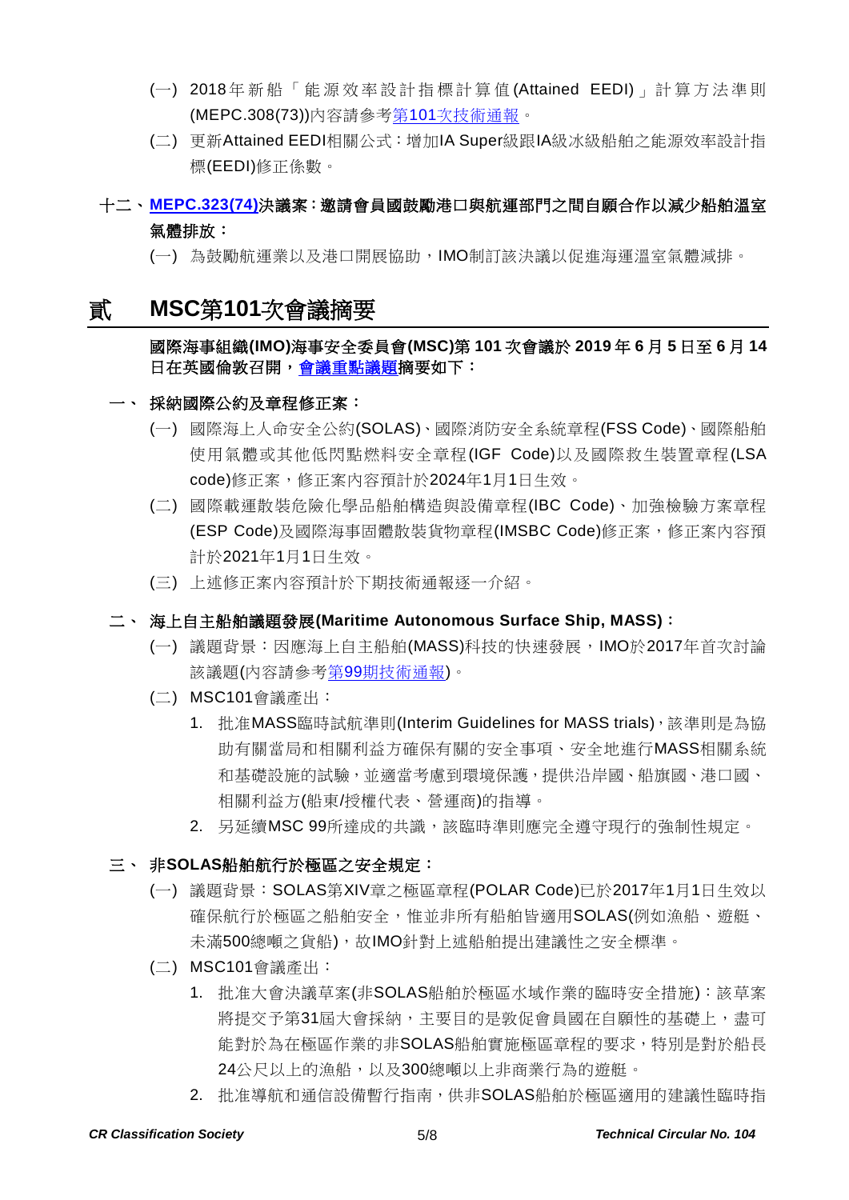(一) 2018年新船「能源效率設計指標計算值(Attained EEDI)」計算方法準則(MEPC.308(73))內容請參考第101次技術通報。

(二) 更新Attained EEDI相關公式：增加IA Super級跟IA級冰級船舶之能源效率設計指標(EEDI)修正係數。

**十二、MEPC.323(74)決議案：邀請會員國鼓勵港口與航運部門之間自願合作以減少船舶溫室氣體排放：**

(一) 為鼓勵航運業以及港口開展協助，IMO制訂該決議以促進海運溫室氣體減排。

# 貳 MSC第101次會議摘要

**國際海事組織(IMO)海事安全委員會(MSC)第 101 次會議於 2019 年 6 月 5 日至 6 月 14 日在英國倫敦召開，會議重點議題摘要如下：**

**一、 採納國際公約及章程修正案：**

(一) 國際海上人命安全公約(SOLAS)、國際消防安全系統章程(FSS Code)、國際船舶使用氣體或其他低閃點燃料安全章程(IGF Code)以及國際救生裝置章程(LSA code)修正案，修正案內容預計於2024年1月1日生效。

(二) 國際載運散裝危險化學品船舶構造與設備章程(IBC Code)、加強檢驗方案章程(ESP Code)及國際海事固體散裝貨物章程(IMSBC Code)修正案，修正案內容預計於2021年1月1日生效。

(三) 上述修正案內容預計於下期技術通報逐一介紹。

**二、 海上自主船舶議題發展(Maritime Autonomous Surface Ship, MASS)：**

(一) 議題背景：因應海上自主船舶(MASS)科技的快速發展，IMO於2017年首次討論該議題(內容請參考第99期技術通報)。

(二) MSC101會議產出：

1. 批准MASS臨時試航準則(Interim Guidelines for MASS trials)，該準則是為協助有關當局和相關利益方確保有關的安全事項、安全地進行MASS相關系統和基礎設施的試驗，並適當考慮到環境保護，提供沿岸國、船旗國、港口國、相關利益方(船東/授權代表、營運商)的指導。
2. 另延續MSC 99所達成的共識，該臨時準則應完全遵守現行的強制性規定。

**三、 非SOLAS船舶航行於極區之安全規定：**

(一) 議題背景：SOLAS第XIV章之極區章程(POLAR Code)已於2017年1月1日生效以確保航行於極區之船舶安全，惟並非所有船舶皆適用SOLAS(例如漁船、遊艇、未滿500總噸之貨船)，故IMO針對上述船舶提出建議性之安全標準。

(二) MSC101會議產出：

1. 批准大會決議草案(非SOLAS船舶於極區水域作業的臨時安全措施)：該草案將提交予第31屆大會採納，主要目的是敦促會員國在自願性的基礎上，盡可能對於為在極區作業的非SOLAS船舶實施極區章程的要求，特別是對於船長24公尺以上的漁船，以及300總噸以上非商業行為的遊艇。
2. 批准導航和通信設備暫行指南，供非SOLAS船舶於極區適用的建議性臨時指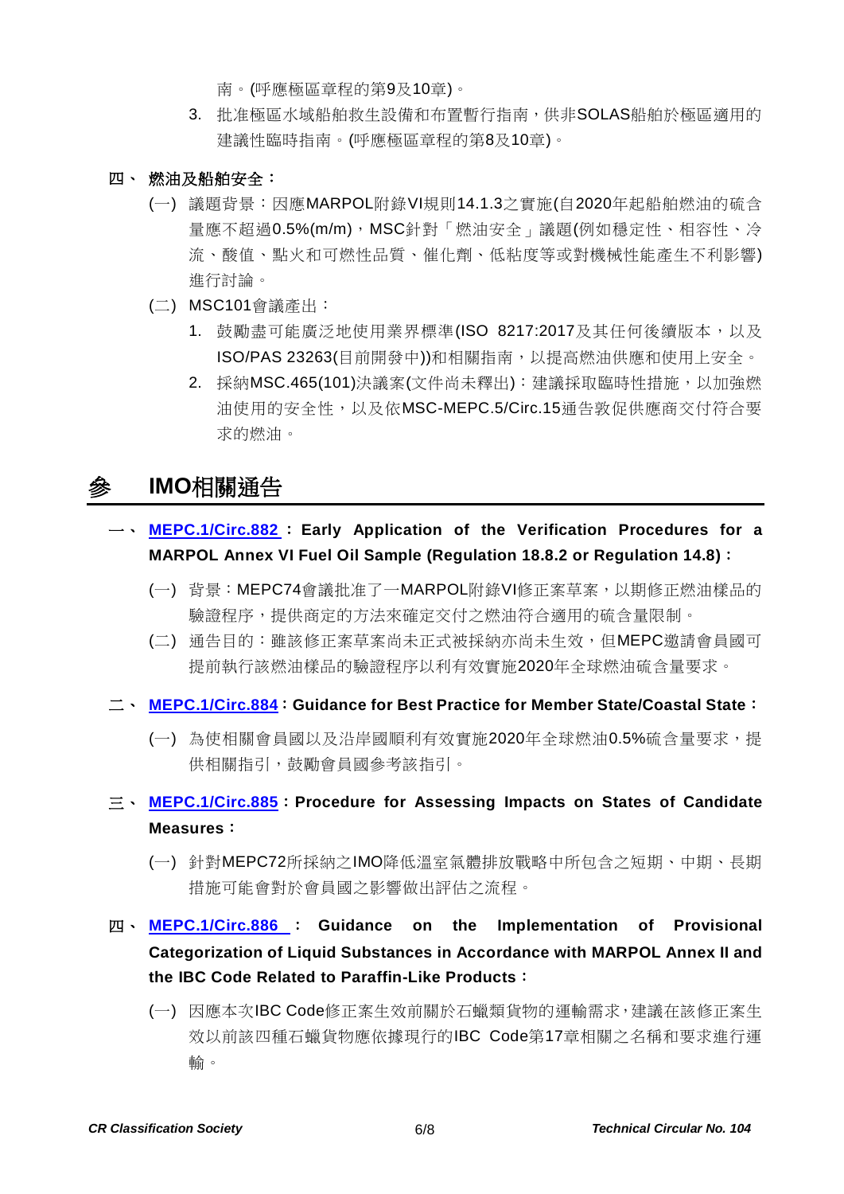南。(呼應極區章程的第9及10章)。

3. 批准極區水域船舶救生設備和布置暫行指南，供非SOLAS船舶於極區適用的建議性臨時指南。(呼應極區章程的第8及10章)。

### 四、 燃油及船舶安全：

(一) 議題背景：因應MARPOL附錄VI規則14.1.3之實施(自2020年起船舶燃油的硫含量應不超過0.5%(m/m)，MSC針對「燃油安全」議題(例如穩定性、相容性、冷流、酸值、點火和可燃性品質、催化劑、低粘度等或對機械性能產生不利影響)進行討論。

(二) MSC101會議產出：

1. 鼓勵盡可能廣泛地使用業界標準(ISO 8217:2017及其任何後續版本，以及ISO/PAS 23263(目前開發中))和相關指南，以提高燃油供應和使用上安全。
2. 採納MSC.465(101)決議案(文件尚未釋出)：建議採取臨時性措施，以加強燃油使用的安全性，以及依MSC-MEPC.5/Circ.15通告敦促供應商交付符合要求的燃油。

# 參 IMO相關通告

### 一、 MEPC.1/Circ.882：Early Application of the Verification Procedures for a MARPOL Annex VI Fuel Oil Sample (Regulation 18.8.2 or Regulation 14.8)：

(一) 背景：MEPC74會議批准了一MARPOL附錄VI修正案草案，以期修正燃油樣品的驗證程序，提供商定的方法來確定交付之燃油符合適用的硫含量限制。

(二) 通告目的：雖該修正案草案尚未正式被採納亦尚未生效，但MEPC邀請會員國可提前執行該燃油樣品的驗證程序以利有效實施2020年全球燃油硫含量要求。

### 二、 MEPC.1/Circ.884：Guidance for Best Practice for Member State/Coastal State：

(一) 為使相關會員國以及沿岸國順利有效實施2020年全球燃油0.5%硫含量要求，提供相關指引，鼓勵會員國參考該指引。

### 三、 MEPC.1/Circ.885：Procedure for Assessing Impacts on States of Candidate Measures：

(一) 針對MEPC72所採納之IMO降低溫室氣體排放戰略中所包含之短期、中期、長期措施可能會對於會員國之影響做出評估之流程。

### 四、 MEPC.1/Circ.886：Guidance on the Implementation of Provisional Categorization of Liquid Substances in Accordance with MARPOL Annex II and the IBC Code Related to Paraffin-Like Products：

(一) 因應本次IBC Code修正案生效前關於石蠟類貨物的運輸需求，建議在該修正案生效以前該四種石蠟貨物應依據現行的IBC Code第17章相關之名稱和要求進行運輸。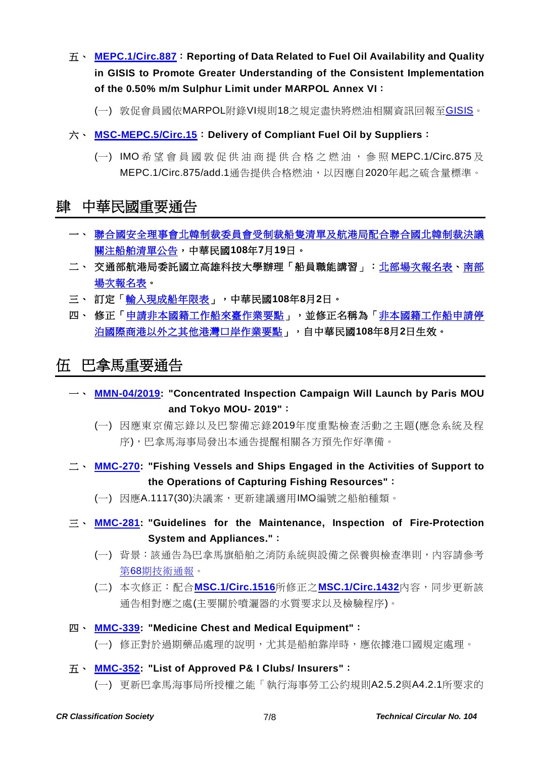五、 **MEPC.1/Circ.887：Reporting of Data Related to Fuel Oil Availability and Quality in GISIS to Promote Greater Understanding of the Consistent Implementation of the 0.50% m/m Sulphur Limit under MARPOL Annex VI：**

(一) 敦促會員國依MARPOL附錄VI規則18之規定盡快將燃油相關資訊回報至GISIS。

六、 **MSC-MEPC.5/Circ.15：Delivery of Compliant Fuel Oil by Suppliers：**

(一) IMO希望會員國敦促供油商提供合格之燃油，參照MEPC.1/Circ.875及MEPC.1/Circ.875/add.1通告提供合格燃油，以因應自2020年起之硫含量標準。

# 肆 中華民國重要通告

一、 **聯合國安全理事會北韓制裁委員會受制裁船隻清單及航港局配合聯合國北韓制裁決議關注船舶清單公告，中華民國108年7月19日。**

二、 **交通部航港局委託國立高雄科技大學辦理「船員職能講習」：北部場次報名表、南部場次報名表。**

三、 **訂定「輸入現成船年限表」，中華民國108年8月2日。**

四、 **修正「申請非本國籍工作船來臺作業要點」，並修正名稱為「非本國籍工作船申請停泊國際商港以外之其他港灣口岸作業要點」，自中華民國108年8月2日生效。**

# 伍 巴拿馬重要通告

一、 **MMN-04/2019: "Concentrated Inspection Campaign Will Launch by Paris MOU and Tokyo MOU- 2019"：**

(一) 因應東京備忘錄以及巴黎備忘錄2019年度重點檢查活動之主題(應急系統及程序)，巴拿馬海事局發出本通告提醒相關各方預先作好準備。

二、 **MMC-270: "Fishing Vessels and Ships Engaged in the Activities of Support to the Operations of Capturing Fishing Resources"：**

(一) 因應A.1117(30)決議案，更新建議適用IMO編號之船舶種類。

三、 **MMC-281: "Guidelines for the Maintenance, Inspection of Fire-Protection System and Appliances."：**

(一) 背景：該通告為巴拿馬旗船舶之消防系統與設備之保養與檢查準則，內容請參考第68期技術通報。

(二) 本次修正：配合**MSC.1/Circ.1516**所修正之**MSC.1/Circ.1432**內容，同步更新該通告相對應之處(主要關於噴灑器的水質要求以及檢驗程序)。

四、 **MMC-339: "Medicine Chest and Medical Equipment"：**

(一) 修正對於過期藥品處理的說明，尤其是船舶靠岸時，應依據港口國規定處理。

五、 **MMC-352: "List of Approved P& I Clubs/ Insurers"：**

(一) 更新巴拿馬海事局所授權之能「執行海事勞工公約規則A2.5.2與A4.2.1所要求的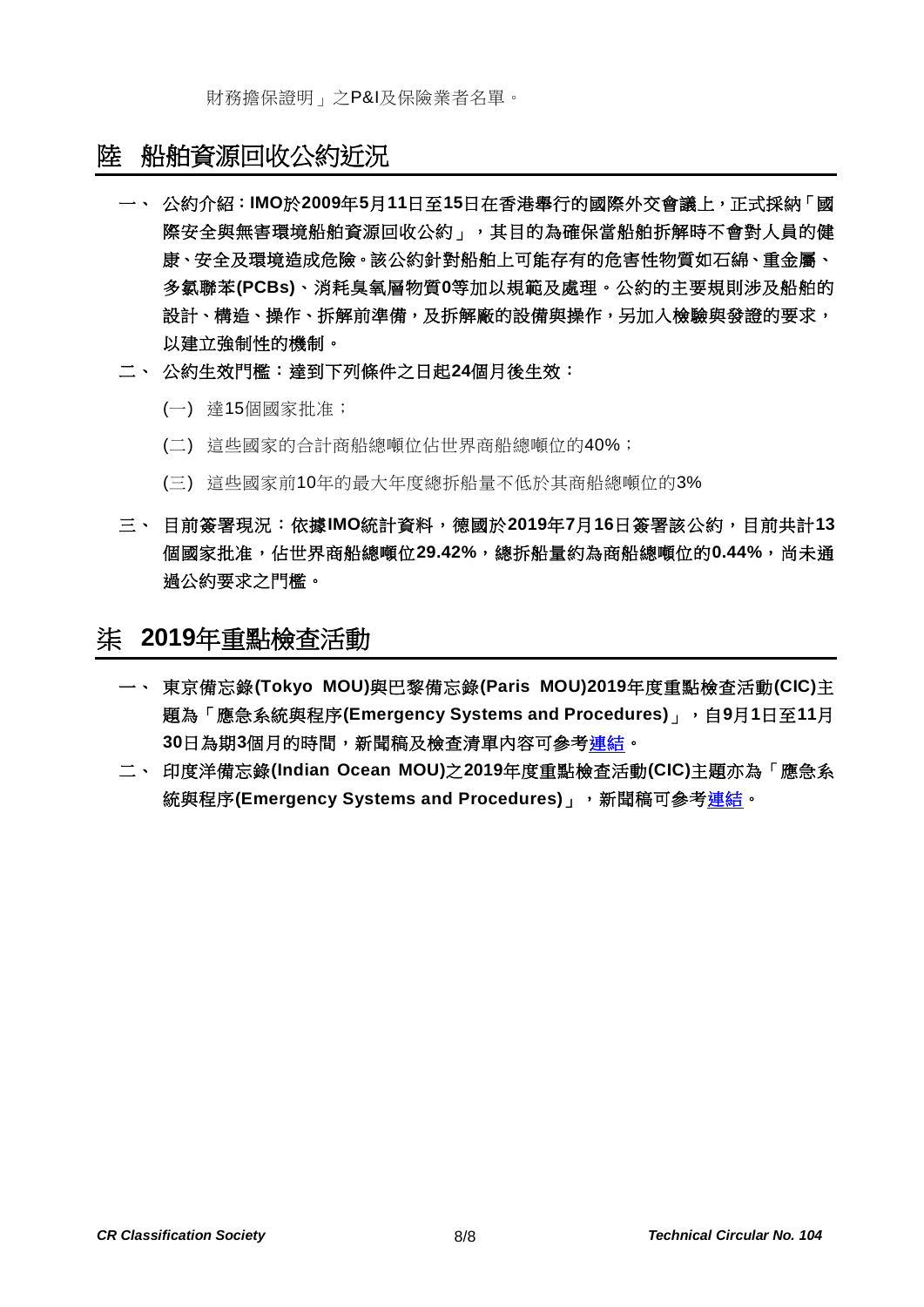財務擔保證明」之P&I及保險業者名單。

## 陸 船舶資源回收公約近況

一、 **公約介紹：IMO於2009年5月11日至15日在香港舉行的國際外交會議上，正式採納「國際安全與無害環境船舶資源回收公約」，其目的為確保當船舶拆解時不會對人員的健康、安全及環境造成危險。該公約針對船舶上可能存有的危害性物質如石綿、重金屬、多氯聯苯(PCBs)、消耗臭氧層物質0等加以規範及處理。公約的主要規則涉及船舶的設計、構造、操作、拆解前準備，及拆解廠的設備與操作，另加入檢驗與發證的要求，以建立強制性的機制。**

二、 **公約生效門檻：達到下列條件之日起24個月後生效：**

(一) 達15個國家批准；

(二) 這些國家的合計商船總噸位佔世界商船總噸位的40%；

(三) 這些國家前10年的最大年度總拆船量不低於其商船總噸位的3%

三、 **目前簽署現況：依據IMO統計資料，德國於2019年7月16日簽署該公約，目前共計13個國家批准，佔世界商船總噸位29.42%，總拆船量約為商船總噸位的0.44%，尚未通過公約要求之門檻。**

## 柒 2019年重點檢查活動

一、 **東京備忘錄(Tokyo MOU)與巴黎備忘錄(Paris MOU)2019年度重點檢查活動(CIC)主題為「應急系統與程序(Emergency Systems and Procedures)」，自9月1日至11月30日為期3個月的時間，新聞稿及檢查清單內容可參考連結。**

二、 **印度洋備忘錄(Indian Ocean MOU)之2019年度重點檢查活動(CIC)主題亦為「應急系統與程序(Emergency Systems and Procedures)」，新聞稿可參考連結。**